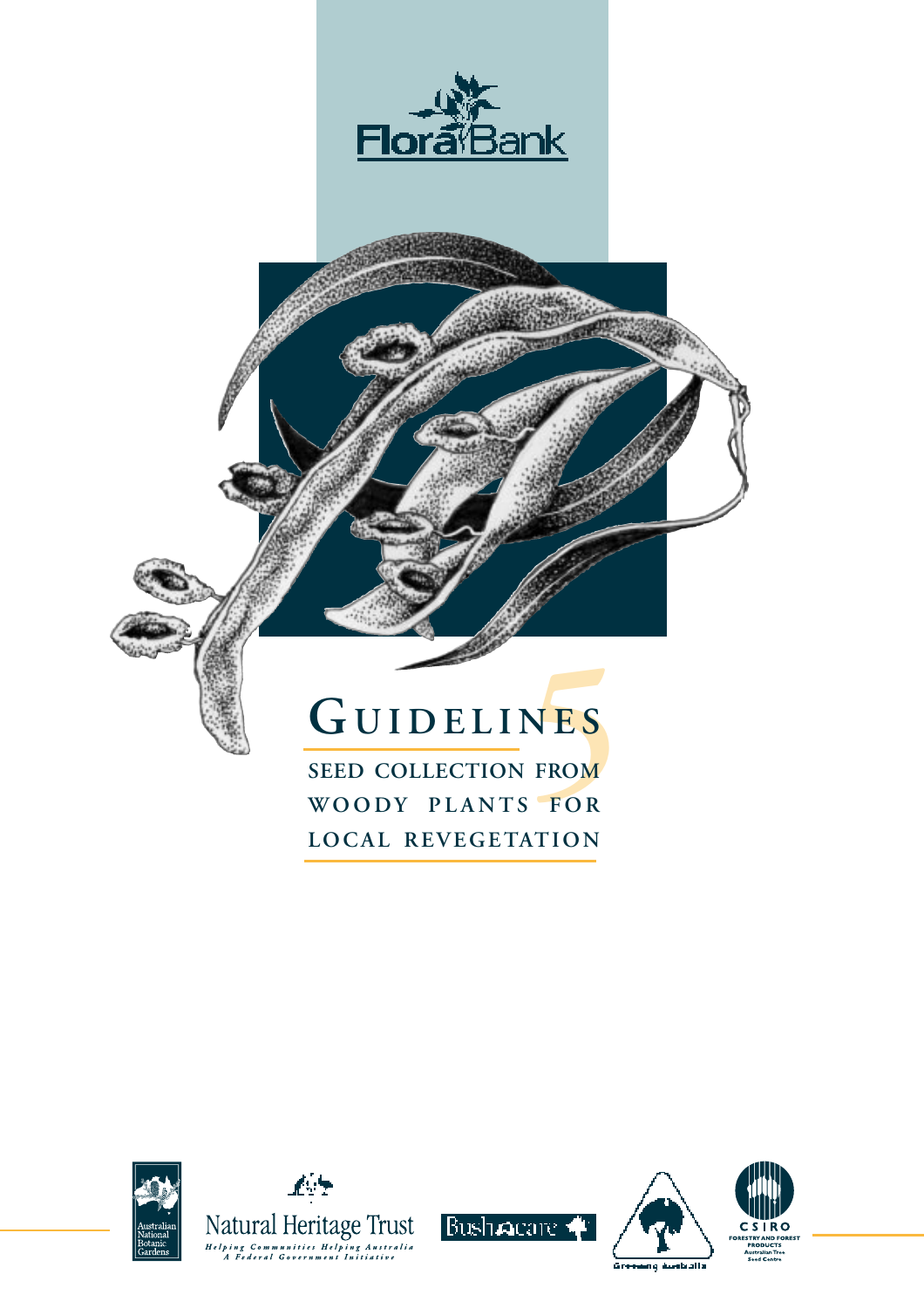FloraBank

# GUIDELINES 5

## SEED COLLECTION FROM WOODY PLANTS FOR LOCAL REVEGETATION

Australian National Botanic Gardens

Natural Heritage Trust
*Helping Communities Helping Australia*
*A Federal Government Initiative*

Bushcare

Greening Australia

CSIRO
FORESTRY AND FOREST PRODUCTS
Australian Tree Seed Centre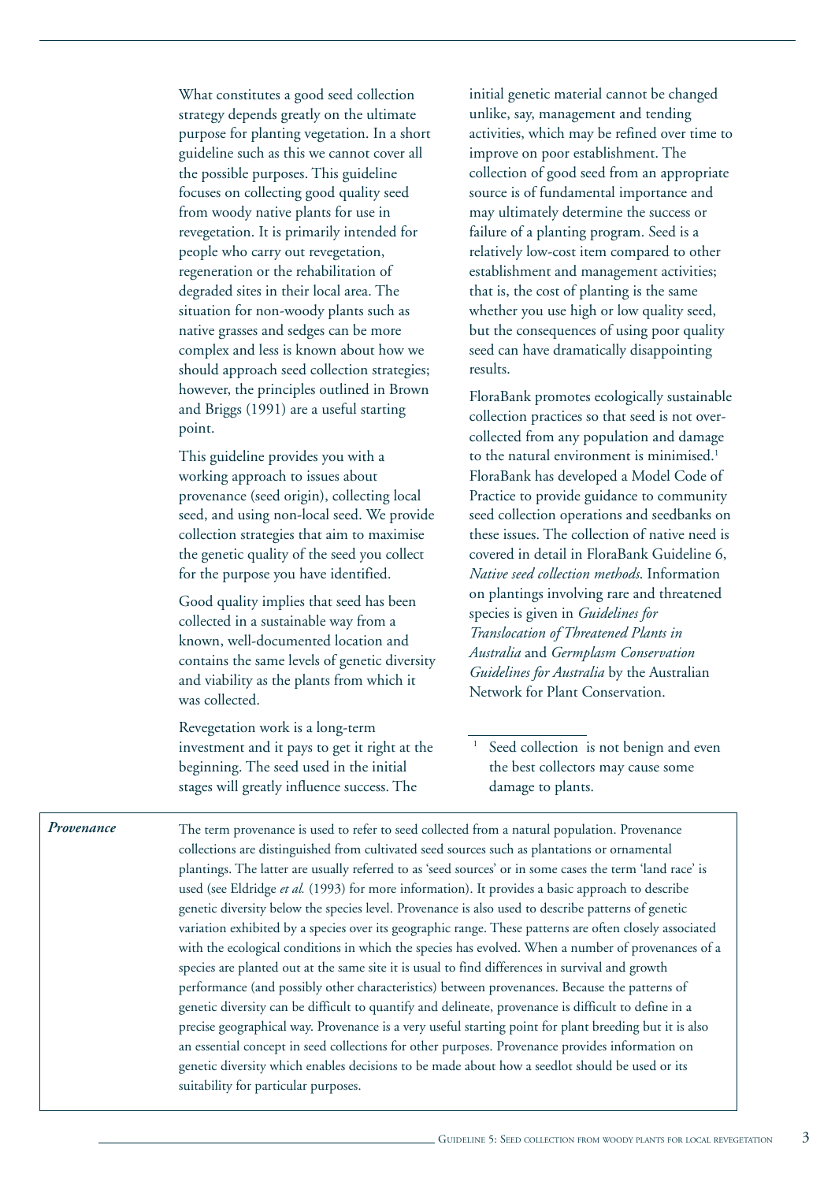What constitutes a good seed collection strategy depends greatly on the ultimate purpose for planting vegetation. In a short guideline such as this we cannot cover all the possible purposes. This guideline focuses on collecting good quality seed from woody native plants for use in revegetation. It is primarily intended for people who carry out revegetation, regeneration or the rehabilitation of degraded sites in their local area. The situation for non-woody plants such as native grasses and sedges can be more complex and less is known about how we should approach seed collection strategies; however, the principles outlined in Brown and Briggs (1991) are a useful starting point.

This guideline provides you with a working approach to issues about provenance (seed origin), collecting local seed, and using non-local seed. We provide collection strategies that aim to maximise the genetic quality of the seed you collect for the purpose you have identified.

Good quality implies that seed has been collected in a sustainable way from a known, well-documented location and contains the same levels of genetic diversity and viability as the plants from which it was collected.

Revegetation work is a long-term investment and it pays to get it right at the beginning. The seed used in the initial stages will greatly influence success. The initial genetic material cannot be changed unlike, say, management and tending activities, which may be refined over time to improve on poor establishment. The collection of good seed from an appropriate source is of fundamental importance and may ultimately determine the success or failure of a planting program. Seed is a relatively low-cost item compared to other establishment and management activities; that is, the cost of planting is the same whether you use high or low quality seed, but the consequences of using poor quality seed can have dramatically disappointing results.

FloraBank promotes ecologically sustainable collection practices so that seed is not over-collected from any population and damage to the natural environment is minimised.[1] FloraBank has developed a Model Code of Practice to provide guidance to community seed collection operations and seedbanks on these issues. The collection of native need is covered in detail in FloraBank Guideline 6, *Native seed collection methods*. Information on plantings involving rare and threatened species is given in *Guidelines for Translocation of Threatened Plants in Australia* and *Germplasm Conservation Guidelines for Australia* by the Australian Network for Plant Conservation.

[1] Seed collection is not benign and even the best collectors may cause some damage to plants.

> ***Provenance***
>
> The term provenance is used to refer to seed collected from a natural population. Provenance collections are distinguished from cultivated seed sources such as plantations or ornamental plantings. The latter are usually referred to as 'seed sources' or in some cases the term 'land race' is used (see Eldridge *et al.* (1993) for more information). It provides a basic approach to describe genetic diversity below the species level. Provenance is also used to describe patterns of genetic variation exhibited by a species over its geographic range. These patterns are often closely associated with the ecological conditions in which the species has evolved. When a number of provenances of a species are planted out at the same site it is usual to find differences in survival and growth performance (and possibly other characteristics) between provenances. Because the patterns of genetic diversity can be difficult to quantify and delineate, provenance is difficult to define in a precise geographical way. Provenance is a very useful starting point for plant breeding but it is also an essential concept in seed collections for other purposes. Provenance provides information on genetic diversity which enables decisions to be made about how a seedlot should be used or its suitability for particular purposes.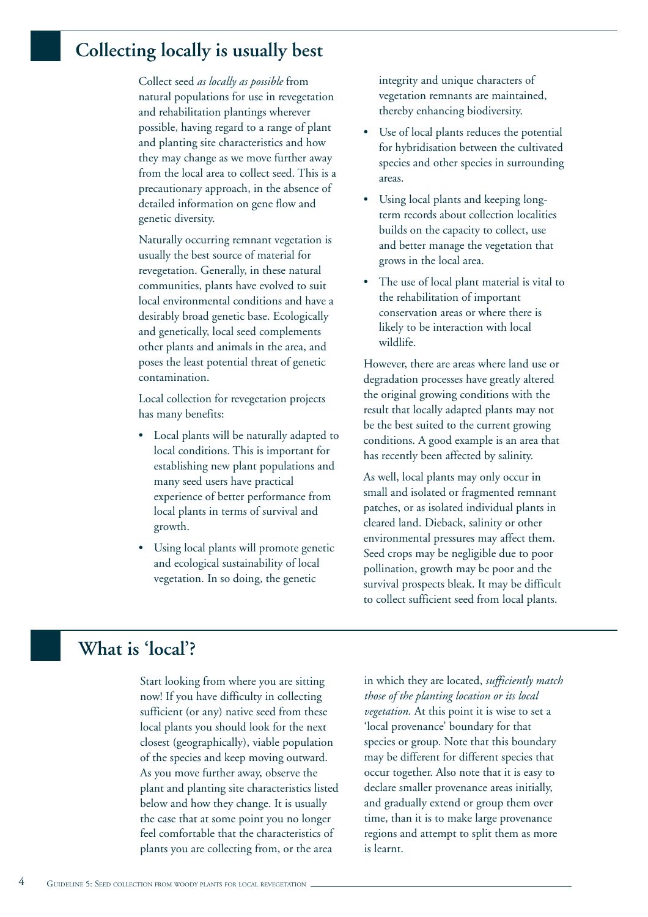## Collecting locally is usually best

Collect seed *as locally as possible* from natural populations for use in revegetation and rehabilitation plantings wherever possible, having regard to a range of plant and planting site characteristics and how they may change as we move further away from the local area to collect seed. This is a precautionary approach, in the absence of detailed information on gene flow and genetic diversity.

Naturally occurring remnant vegetation is usually the best source of material for revegetation. Generally, in these natural communities, plants have evolved to suit local environmental conditions and have a desirably broad genetic base. Ecologically and genetically, local seed complements other plants and animals in the area, and poses the least potential threat of genetic contamination.

Local collection for revegetation projects has many benefits:

- Local plants will be naturally adapted to local conditions. This is important for establishing new plant populations and many seed users have practical experience of better performance from local plants in terms of survival and growth.
- Using local plants will promote genetic and ecological sustainability of local vegetation. In so doing, the genetic integrity and unique characters of vegetation remnants are maintained, thereby enhancing biodiversity.
- Use of local plants reduces the potential for hybridisation between the cultivated species and other species in surrounding areas.
- Using local plants and keeping long-term records about collection localities builds on the capacity to collect, use and better manage the vegetation that grows in the local area.
- The use of local plant material is vital to the rehabilitation of important conservation areas or where there is likely to be interaction with local wildlife.

However, there are areas where land use or degradation processes have greatly altered the original growing conditions with the result that locally adapted plants may not be the best suited to the current growing conditions. A good example is an area that has recently been affected by salinity.

As well, local plants may only occur in small and isolated or fragmented remnant patches, or as isolated individual plants in cleared land. Dieback, salinity or other environmental pressures may affect them. Seed crops may be negligible due to poor pollination, growth may be poor and the survival prospects bleak. It may be difficult to collect sufficient seed from local plants.

## What is 'local'?

Start looking from where you are sitting now! If you have difficulty in collecting sufficient (or any) native seed from these local plants you should look for the next closest (geographically), viable population of the species and keep moving outward. As you move further away, observe the plant and planting site characteristics listed below and how they change. It is usually the case that at some point you no longer feel comfortable that the characteristics of plants you are collecting from, or the area in which they are located, *sufficiently match those of the planting location or its local vegetation.* At this point it is wise to set a 'local provenance' boundary for that species or group. Note that this boundary may be different for different species that occur together. Also note that it is easy to declare smaller provenance areas initially, and gradually extend or group them over time, than it is to make large provenance regions and attempt to split them as more is learnt.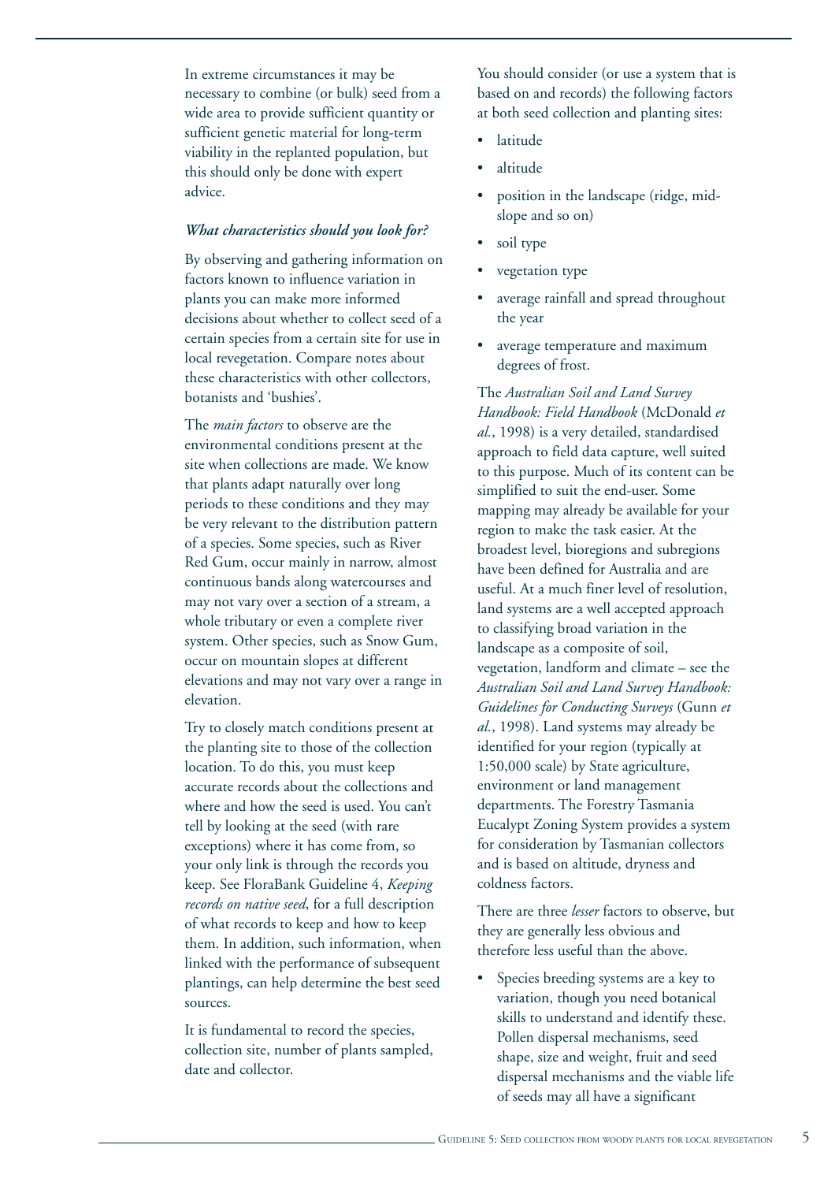In extreme circumstances it may be necessary to combine (or bulk) seed from a wide area to provide sufficient quantity or sufficient genetic material for long-term viability in the replanted population, but this should only be done with expert advice.

### *What characteristics should you look for?*

By observing and gathering information on factors known to influence variation in plants you can make more informed decisions about whether to collect seed of a certain species from a certain site for use in local revegetation. Compare notes about these characteristics with other collectors, botanists and 'bushies'.

The *main factors* to observe are the environmental conditions present at the site when collections are made. We know that plants adapt naturally over long periods to these conditions and they may be very relevant to the distribution pattern of a species. Some species, such as River Red Gum, occur mainly in narrow, almost continuous bands along watercourses and may not vary over a section of a stream, a whole tributary or even a complete river system. Other species, such as Snow Gum, occur on mountain slopes at different elevations and may not vary over a range in elevation.

Try to closely match conditions present at the planting site to those of the collection location. To do this, you must keep accurate records about the collections and where and how the seed is used. You can't tell by looking at the seed (with rare exceptions) where it has come from, so your only link is through the records you keep. See FloraBank Guideline 4, *Keeping records on native seed*, for a full description of what records to keep and how to keep them. In addition, such information, when linked with the performance of subsequent plantings, can help determine the best seed sources.

It is fundamental to record the species, collection site, number of plants sampled, date and collector.

You should consider (or use a system that is based on and records) the following factors at both seed collection and planting sites:

- latitude
- altitude
- position in the landscape (ridge, mid-slope and so on)
- soil type
- vegetation type
- average rainfall and spread throughout the year
- average temperature and maximum degrees of frost.

The *Australian Soil and Land Survey Handbook: Field Handbook* (McDonald *et al.*, 1998) is a very detailed, standardised approach to field data capture, well suited to this purpose. Much of its content can be simplified to suit the end-user. Some mapping may already be available for your region to make the task easier. At the broadest level, bioregions and subregions have been defined for Australia and are useful. At a much finer level of resolution, land systems are a well accepted approach to classifying broad variation in the landscape as a composite of soil, vegetation, landform and climate – see the *Australian Soil and Land Survey Handbook: Guidelines for Conducting Surveys* (Gunn *et al.*, 1998). Land systems may already be identified for your region (typically at 1:50,000 scale) by State agriculture, environment or land management departments. The Forestry Tasmania Eucalypt Zoning System provides a system for consideration by Tasmanian collectors and is based on altitude, dryness and coldness factors.

There are three *lesser* factors to observe, but they are generally less obvious and therefore less useful than the above.

- Species breeding systems are a key to variation, though you need botanical skills to understand and identify these. Pollen dispersal mechanisms, seed shape, size and weight, fruit and seed dispersal mechanisms and the viable life of seeds may all have a significant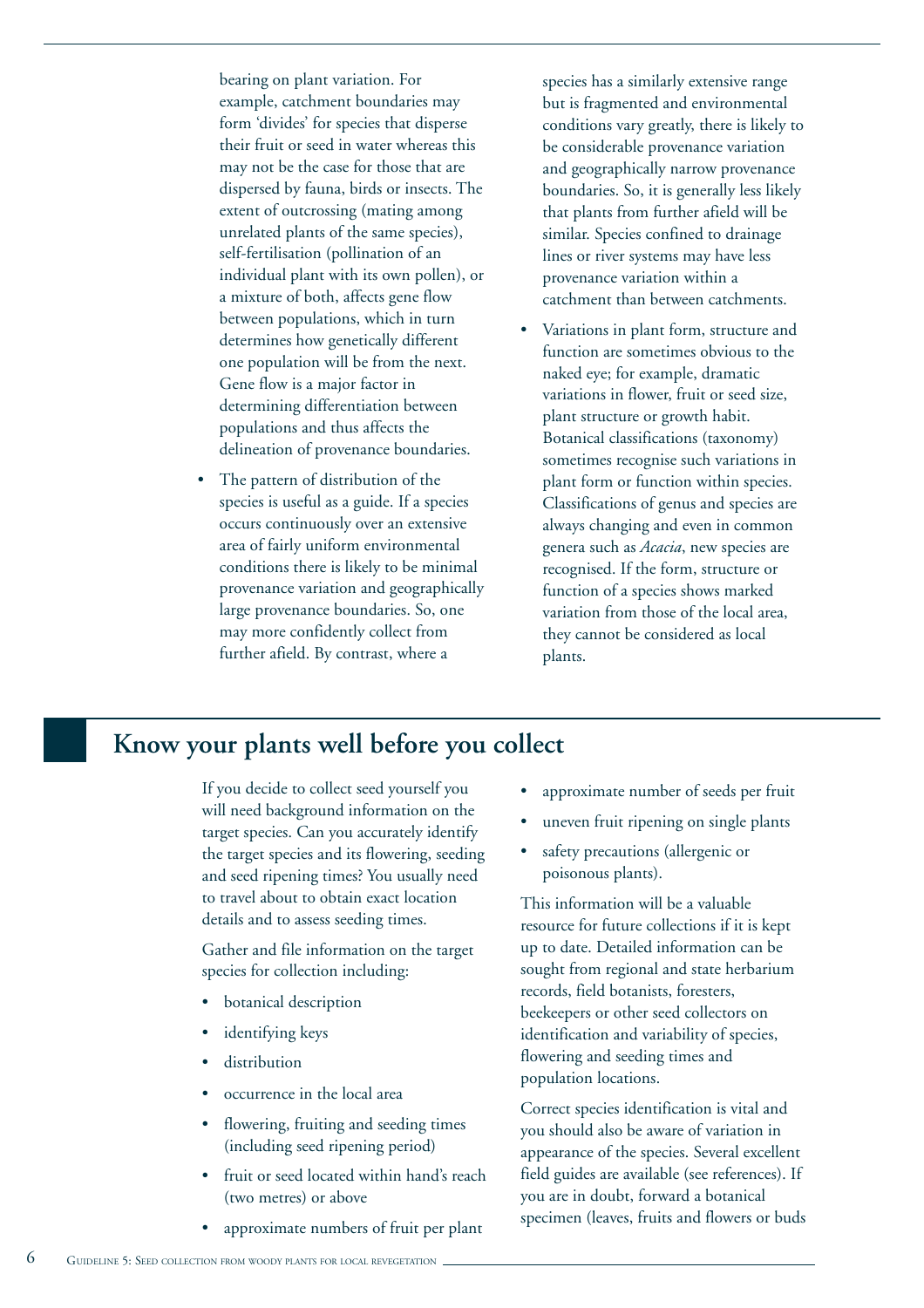bearing on plant variation. For example, catchment boundaries may form 'divides' for species that disperse their fruit or seed in water whereas this may not be the case for those that are dispersed by fauna, birds or insects. The extent of outcrossing (mating among unrelated plants of the same species), self-fertilisation (pollination of an individual plant with its own pollen), or a mixture of both, affects gene flow between populations, which in turn determines how genetically different one population will be from the next. Gene flow is a major factor in determining differentiation between populations and thus affects the delineation of provenance boundaries.

- The pattern of distribution of the species is useful as a guide. If a species occurs continuously over an extensive area of fairly uniform environmental conditions there is likely to be minimal provenance variation and geographically large provenance boundaries. So, one may more confidently collect from further afield. By contrast, where a species has a similarly extensive range but is fragmented and environmental conditions vary greatly, there is likely to be considerable provenance variation and geographically narrow provenance boundaries. So, it is generally less likely that plants from further afield will be similar. Species confined to drainage lines or river systems may have less provenance variation within a catchment than between catchments.
- Variations in plant form, structure and function are sometimes obvious to the naked eye; for example, dramatic variations in flower, fruit or seed size, plant structure or growth habit. Botanical classifications (taxonomy) sometimes recognise such variations in plant form or function within species. Classifications of genus and species are always changing and even in common genera such as *Acacia*, new species are recognised. If the form, structure or function of a species shows marked variation from those of the local area, they cannot be considered as local plants.

## Know your plants well before you collect

If you decide to collect seed yourself you will need background information on the target species. Can you accurately identify the target species and its flowering, seeding and seed ripening times? You usually need to travel about to obtain exact location details and to assess seeding times.

Gather and file information on the target species for collection including:

- botanical description
- identifying keys
- distribution
- occurrence in the local area
- flowering, fruiting and seeding times (including seed ripening period)
- fruit or seed located within hand's reach (two metres) or above
- approximate numbers of fruit per plant
- approximate number of seeds per fruit
- uneven fruit ripening on single plants
- safety precautions (allergenic or poisonous plants).

This information will be a valuable resource for future collections if it is kept up to date. Detailed information can be sought from regional and state herbarium records, field botanists, foresters, beekeepers or other seed collectors on identification and variability of species, flowering and seeding times and population locations.

Correct species identification is vital and you should also be aware of variation in appearance of the species. Several excellent field guides are available (see references). If you are in doubt, forward a botanical specimen (leaves, fruits and flowers or buds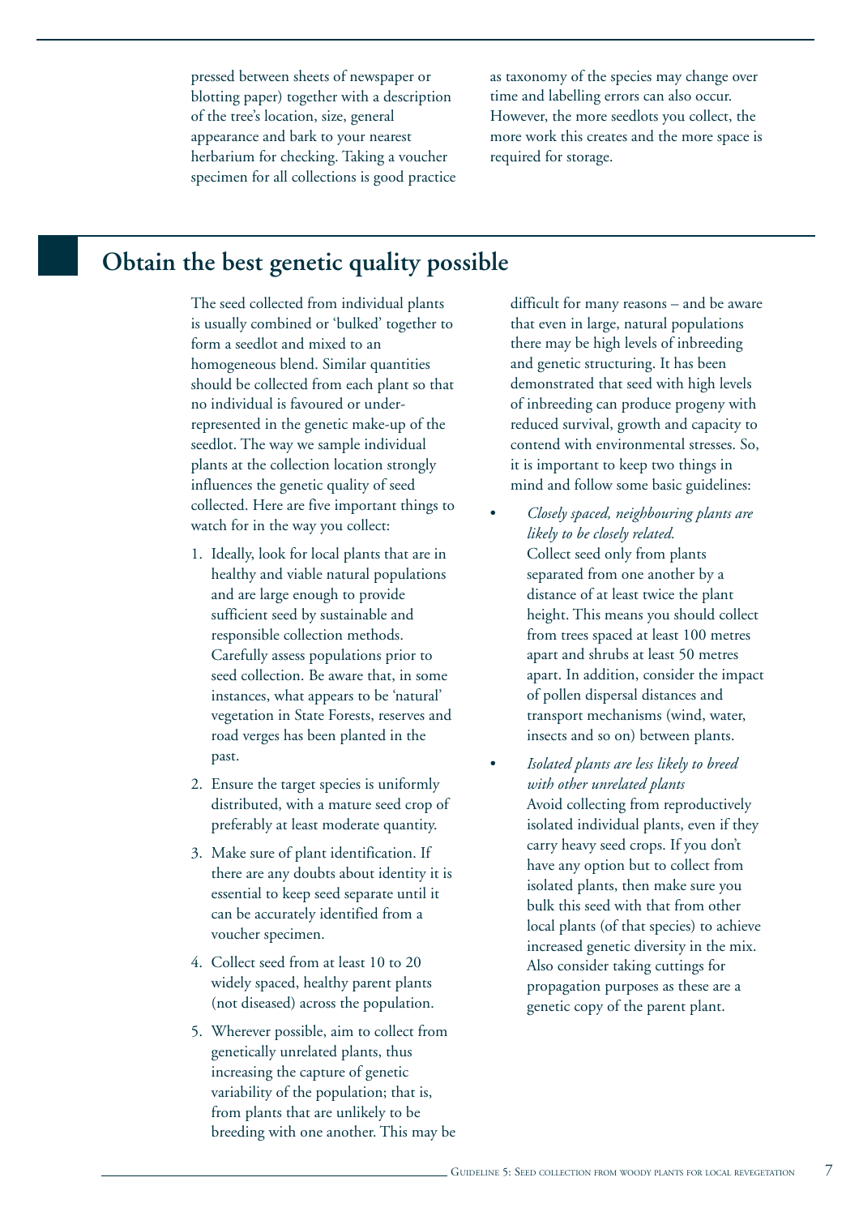pressed between sheets of newspaper or blotting paper) together with a description of the tree's location, size, general appearance and bark to your nearest herbarium for checking. Taking a voucher specimen for all collections is good practice as taxonomy of the species may change over time and labelling errors can also occur. However, the more seedlots you collect, the more work this creates and the more space is required for storage.

## Obtain the best genetic quality possible

The seed collected from individual plants is usually combined or 'bulked' together to form a seedlot and mixed to an homogeneous blend. Similar quantities should be collected from each plant so that no individual is favoured or under-represented in the genetic make-up of the seedlot. The way we sample individual plants at the collection location strongly influences the genetic quality of seed collected. Here are five important things to watch for in the way you collect:

1. Ideally, look for local plants that are in healthy and viable natural populations and are large enough to provide sufficient seed by sustainable and responsible collection methods. Carefully assess populations prior to seed collection. Be aware that, in some instances, what appears to be 'natural' vegetation in State Forests, reserves and road verges has been planted in the past.
2. Ensure the target species is uniformly distributed, with a mature seed crop of preferably at least moderate quantity.
3. Make sure of plant identification. If there are any doubts about identity it is essential to keep seed separate until it can be accurately identified from a voucher specimen.
4. Collect seed from at least 10 to 20 widely spaced, healthy parent plants (not diseased) across the population.
5. Wherever possible, aim to collect from genetically unrelated plants, thus increasing the capture of genetic variability of the population; that is, from plants that are unlikely to be breeding with one another. This may be difficult for many reasons – and be aware that even in large, natural populations there may be high levels of inbreeding and genetic structuring. It has been demonstrated that seed with high levels of inbreeding can produce progeny with reduced survival, growth and capacity to contend with environmental stresses. So, it is important to keep two things in mind and follow some basic guidelines:

- *Closely spaced, neighbouring plants are likely to be closely related.*
  Collect seed only from plants separated from one another by a distance of at least twice the plant height. This means you should collect from trees spaced at least 100 metres apart and shrubs at least 50 metres apart. In addition, consider the impact of pollen dispersal distances and transport mechanisms (wind, water, insects and so on) between plants.
- *Isolated plants are less likely to breed with other unrelated plants*
  Avoid collecting from reproductively isolated individual plants, even if they carry heavy seed crops. If you don't have any option but to collect from isolated plants, then make sure you bulk this seed with that from other local plants (of that species) to achieve increased genetic diversity in the mix. Also consider taking cuttings for propagation purposes as these are a genetic copy of the parent plant.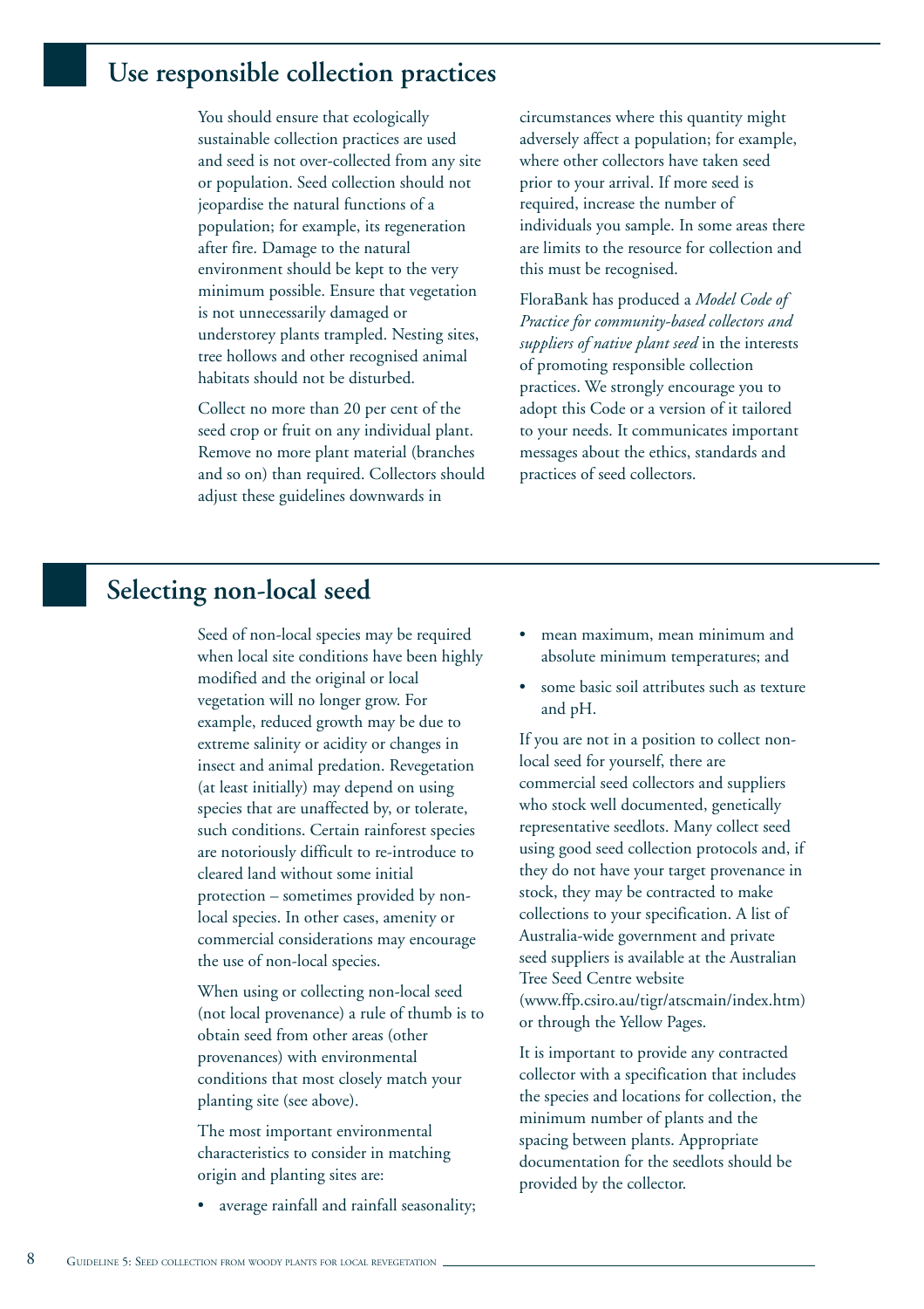## Use responsible collection practices

You should ensure that ecologically sustainable collection practices are used and seed is not over-collected from any site or population. Seed collection should not jeopardise the natural functions of a population; for example, its regeneration after fire. Damage to the natural environment should be kept to the very minimum possible. Ensure that vegetation is not unnecessarily damaged or understorey plants trampled. Nesting sites, tree hollows and other recognised animal habitats should not be disturbed.

Collect no more than 20 per cent of the seed crop or fruit on any individual plant. Remove no more plant material (branches and so on) than required. Collectors should adjust these guidelines downwards in circumstances where this quantity might adversely affect a population; for example, where other collectors have taken seed prior to your arrival. If more seed is required, increase the number of individuals you sample. In some areas there are limits to the resource for collection and this must be recognised.

FloraBank has produced a *Model Code of Practice for community-based collectors and suppliers of native plant seed* in the interests of promoting responsible collection practices. We strongly encourage you to adopt this Code or a version of it tailored to your needs. It communicates important messages about the ethics, standards and practices of seed collectors.

## Selecting non-local seed

Seed of non-local species may be required when local site conditions have been highly modified and the original or local vegetation will no longer grow. For example, reduced growth may be due to extreme salinity or acidity or changes in insect and animal predation. Revegetation (at least initially) may depend on using species that are unaffected by, or tolerate, such conditions. Certain rainforest species are notoriously difficult to re-introduce to cleared land without some initial protection – sometimes provided by non-local species. In other cases, amenity or commercial considerations may encourage the use of non-local species.

When using or collecting non-local seed (not local provenance) a rule of thumb is to obtain seed from other areas (other provenances) with environmental conditions that most closely match your planting site (see above).

The most important environmental characteristics to consider in matching origin and planting sites are:

- average rainfall and rainfall seasonality;
- mean maximum, mean minimum and absolute minimum temperatures; and
- some basic soil attributes such as texture and pH.

If you are not in a position to collect non-local seed for yourself, there are commercial seed collectors and suppliers who stock well documented, genetically representative seedlots. Many collect seed using good seed collection protocols and, if they do not have your target provenance in stock, they may be contracted to make collections to your specification. A list of Australia-wide government and private seed suppliers is available at the Australian Tree Seed Centre website (www.ffp.csiro.au/tigr/atscmain/index.htm) or through the Yellow Pages.

It is important to provide any contracted collector with a specification that includes the species and locations for collection, the minimum number of plants and the spacing between plants. Appropriate documentation for the seedlots should be provided by the collector.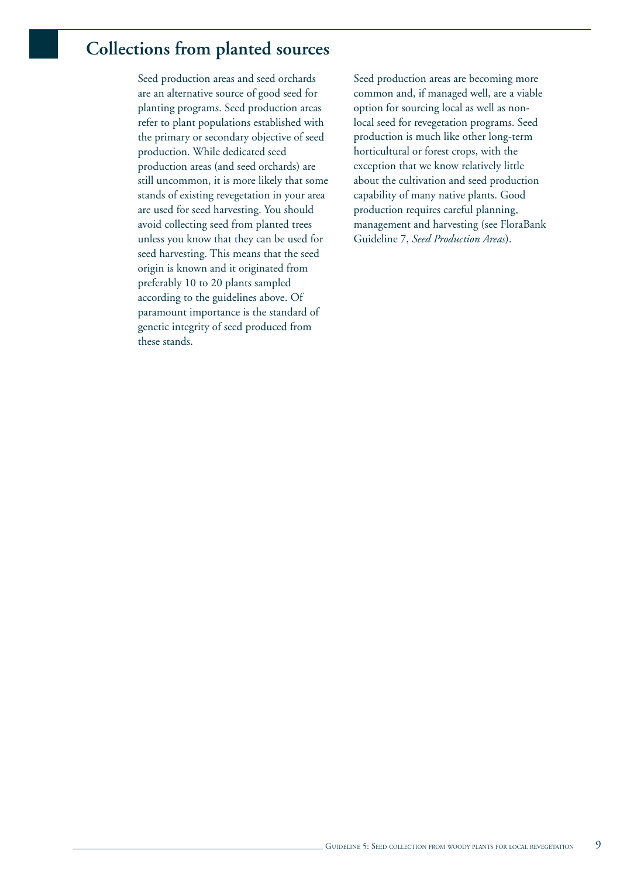## Collections from planted sources

Seed production areas and seed orchards are an alternative source of good seed for planting programs. Seed production areas refer to plant populations established with the primary or secondary objective of seed production. While dedicated seed production areas (and seed orchards) are still uncommon, it is more likely that some stands of existing revegetation in your area are used for seed harvesting. You should avoid collecting seed from planted trees unless you know that they can be used for seed harvesting. This means that the seed origin is known and it originated from preferably 10 to 20 plants sampled according to the guidelines above. Of paramount importance is the standard of genetic integrity of seed produced from these stands.

Seed production areas are becoming more common and, if managed well, are a viable option for sourcing local as well as non-local seed for revegetation programs. Seed production is much like other long-term horticultural or forest crops, with the exception that we know relatively little about the cultivation and seed production capability of many native plants. Good production requires careful planning, management and harvesting (see FloraBank Guideline 7, *Seed Production Areas*).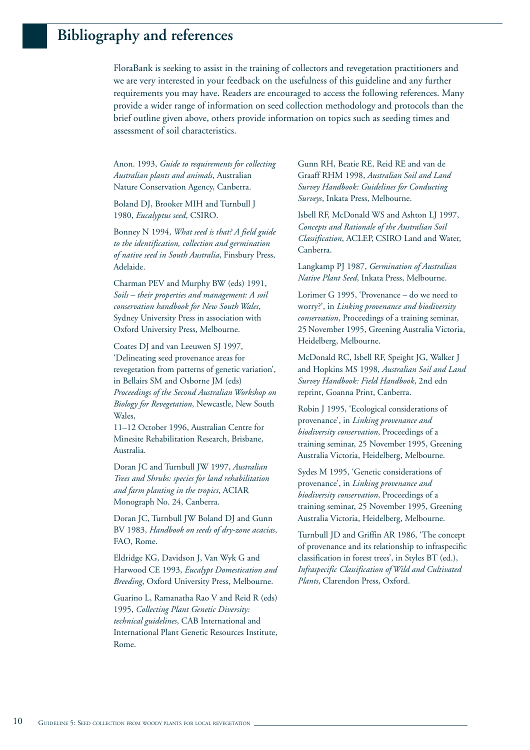# Bibliography and references

FloraBank is seeking to assist in the training of collectors and revegetation practitioners and we are very interested in your feedback on the usefulness of this guideline and any further requirements you may have. Readers are encouraged to access the following references. Many provide a wider range of information on seed collection methodology and protocols than the brief outline given above, others provide information on topics such as seeding times and assessment of soil characteristics.

Anon. 1993, *Guide to requirements for collecting Australian plants and animals*, Australian Nature Conservation Agency, Canberra.

Boland DJ, Brooker MIH and Turnbull J 1980, *Eucalyptus seed*, CSIRO.

Bonney N 1994, *What seed is that? A field guide to the identification, collection and germination of native seed in South Australia*, Finsbury Press, Adelaide.

Charman PEV and Murphy BW (eds) 1991, *Soils – their properties and management: A soil conservation handbook for New South Wales*, Sydney University Press in association with Oxford University Press, Melbourne.

Coates DJ and van Leeuwen SJ 1997, 'Delineating seed provenance areas for revegetation from patterns of genetic variation', in Bellairs SM and Osborne JM (eds) *Proceedings of the Second Australian Workshop on Biology for Revegetation*, Newcastle, New South Wales,
11–12 October 1996, Australian Centre for Minesite Rehabilitation Research, Brisbane, Australia.

Doran JC and Turnbull JW 1997, *Australian Trees and Shrubs: species for land rehabilitation and farm planting in the tropics*, ACIAR Monograph No. 24, Canberra.

Doran JC, Turnbull JW Boland DJ and Gunn BV 1983, *Handbook on seeds of dry-zone acacias*, FAO, Rome.

Eldridge KG, Davidson J, Van Wyk G and Harwood CE 1993, *Eucalypt Domestication and Breeding*, Oxford University Press, Melbourne.

Guarino L, Ramanatha Rao V and Reid R (eds) 1995, *Collecting Plant Genetic Diversity: technical guidelines*, CAB International and International Plant Genetic Resources Institute, Rome.

Gunn RH, Beatie RE, Reid RE and van de Graaff RHM 1998, *Australian Soil and Land Survey Handbook: Guidelines for Conducting Surveys*, Inkata Press, Melbourne.

Isbell RF, McDonald WS and Ashton LJ 1997, *Concepts and Rationale of the Australian Soil Classification*, ACLEP, CSIRO Land and Water, Canberra.

Langkamp PJ 1987, *Germination of Australian Native Plant Seed*, Inkata Press, Melbourne.

Lorimer G 1995, 'Provenance – do we need to worry?', in *Linking provenance and biodiversity conservation*, Proceedings of a training seminar, 25 November 1995, Greening Australia Victoria, Heidelberg, Melbourne.

McDonald RC, Isbell RF, Speight JG, Walker J and Hopkins MS 1998, *Australian Soil and Land Survey Handbook: Field Handbook*, 2nd edn reprint, Goanna Print, Canberra.

Robin J 1995, 'Ecological considerations of provenance', in *Linking provenance and biodiversity conservation*, Proceedings of a training seminar, 25 November 1995, Greening Australia Victoria, Heidelberg, Melbourne.

Sydes M 1995, 'Genetic considerations of provenance', in *Linking provenance and biodiversity conservation*, Proceedings of a training seminar, 25 November 1995, Greening Australia Victoria, Heidelberg, Melbourne.

Turnbull JD and Griffin AR 1986, 'The concept of provenance and its relationship to infraspecific classification in forest trees', in Styles BT (ed.), *Infraspecific Classification of Wild and Cultivated Plants*, Clarendon Press, Oxford.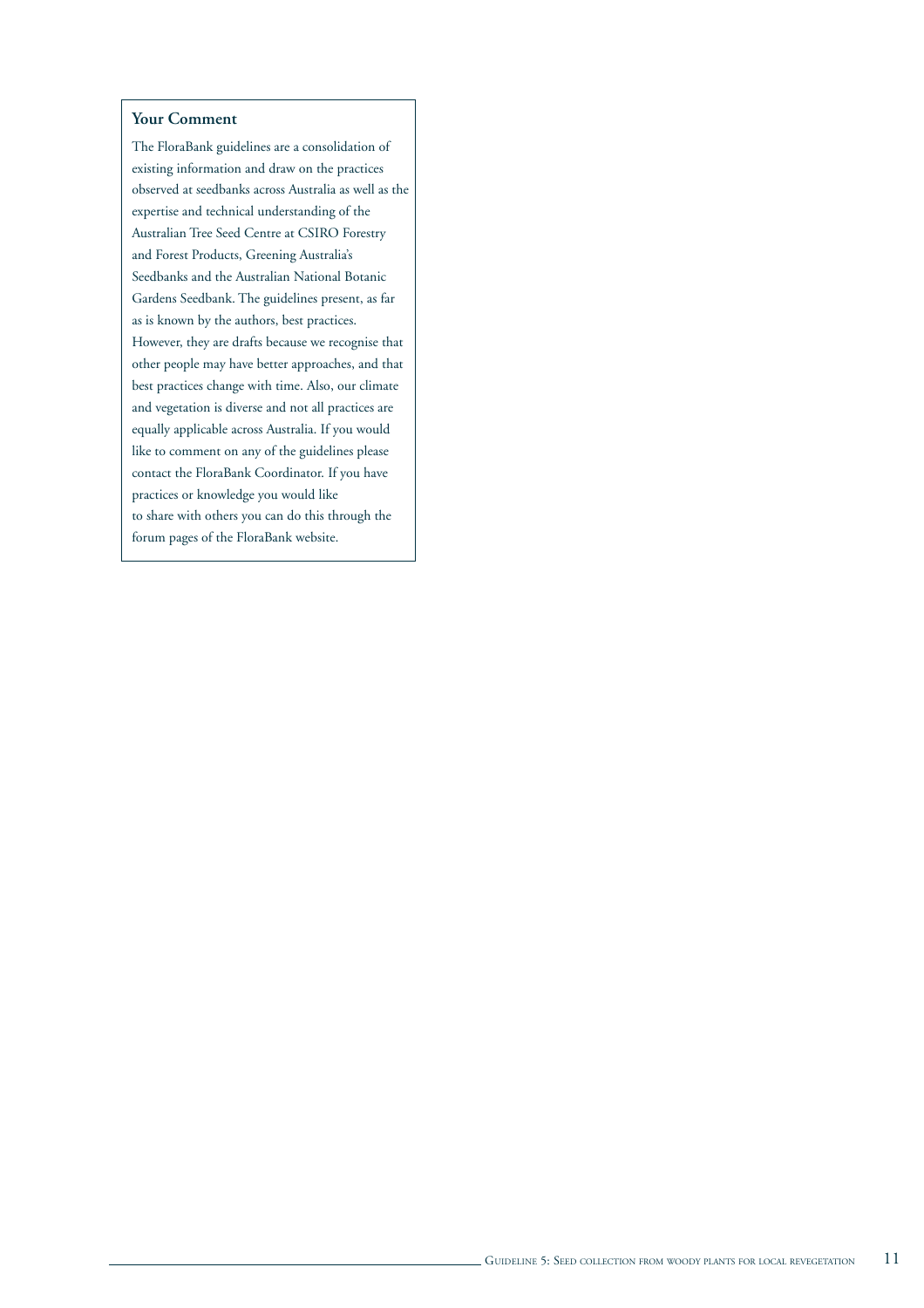## Your Comment

The FloraBank guidelines are a consolidation of existing information and draw on the practices observed at seedbanks across Australia as well as the expertise and technical understanding of the Australian Tree Seed Centre at CSIRO Forestry and Forest Products, Greening Australia's Seedbanks and the Australian National Botanic Gardens Seedbank. The guidelines present, as far as is known by the authors, best practices. However, they are drafts because we recognise that other people may have better approaches, and that best practices change with time. Also, our climate and vegetation is diverse and not all practices are equally applicable across Australia. If you would like to comment on any of the guidelines please contact the FloraBank Coordinator. If you have practices or knowledge you would like to share with others you can do this through the forum pages of the FloraBank website.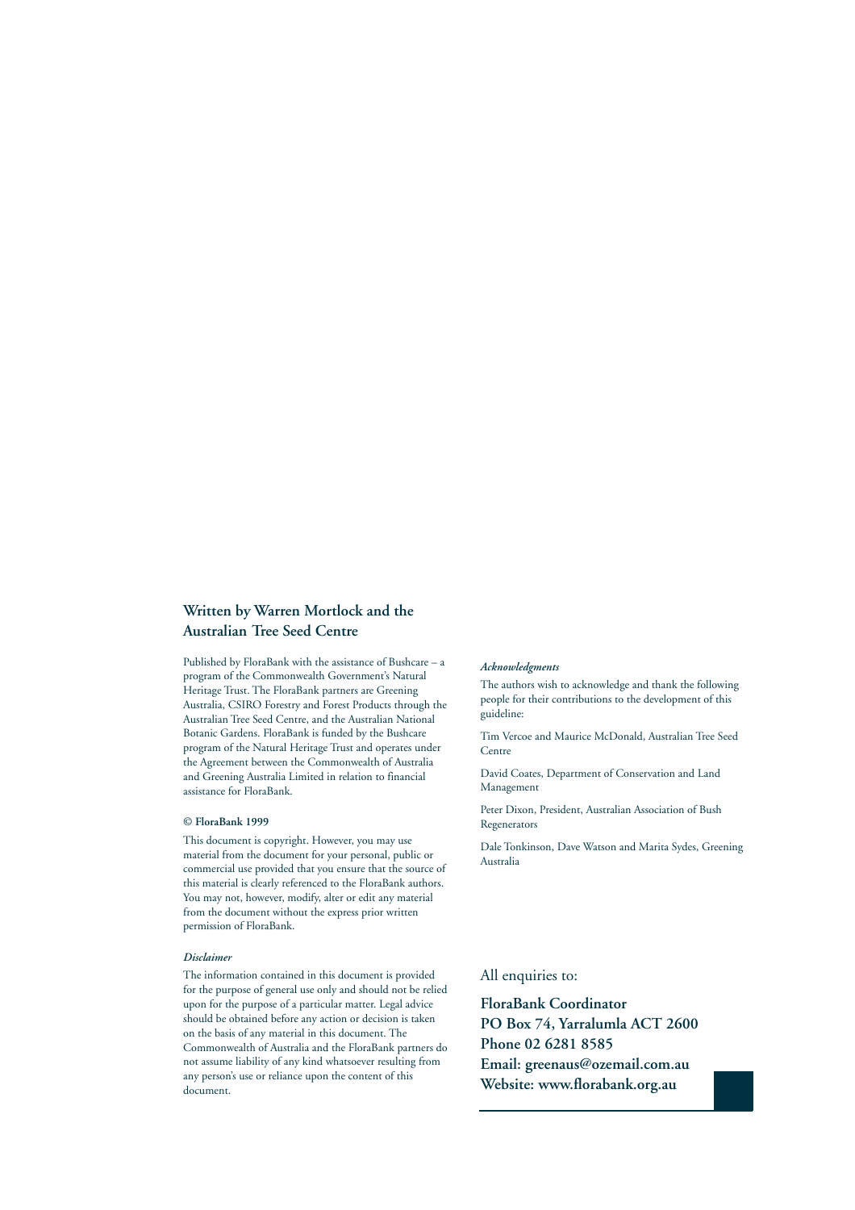## Written by Warren Mortlock and the Australian Tree Seed Centre

Published by FloraBank with the assistance of Bushcare – a program of the Commonwealth Government's Natural Heritage Trust. The FloraBank partners are Greening Australia, CSIRO Forestry and Forest Products through the Australian Tree Seed Centre, and the Australian National Botanic Gardens. FloraBank is funded by the Bushcare program of the Natural Heritage Trust and operates under the Agreement between the Commonwealth of Australia and Greening Australia Limited in relation to financial assistance for FloraBank.

**© FloraBank 1999**

This document is copyright. However, you may use material from the document for your personal, public or commercial use provided that you ensure that the source of this material is clearly referenced to the FloraBank authors. You may not, however, modify, alter or edit any material from the document without the express prior written permission of FloraBank.

***Disclaimer***

The information contained in this document is provided for the purpose of general use only and should not be relied upon for the purpose of a particular matter. Legal advice should be obtained before any action or decision is taken on the basis of any material in this document. The Commonwealth of Australia and the FloraBank partners do not assume liability of any kind whatsoever resulting from any person's use or reliance upon the content of this document.

***Acknowledgments***

The authors wish to acknowledge and thank the following people for their contributions to the development of this guideline:

Tim Vercoe and Maurice McDonald, Australian Tree Seed Centre

David Coates, Department of Conservation and Land Management

Peter Dixon, President, Australian Association of Bush Regenerators

Dale Tonkinson, Dave Watson and Marita Sydes, Greening Australia

All enquiries to:

**FloraBank Coordinator**
**PO Box 74, Yarralumla ACT 2600**
**Phone 02 6281 8585**
**Email: greenaus@ozemail.com.au**
**Website: www.florabank.org.au**